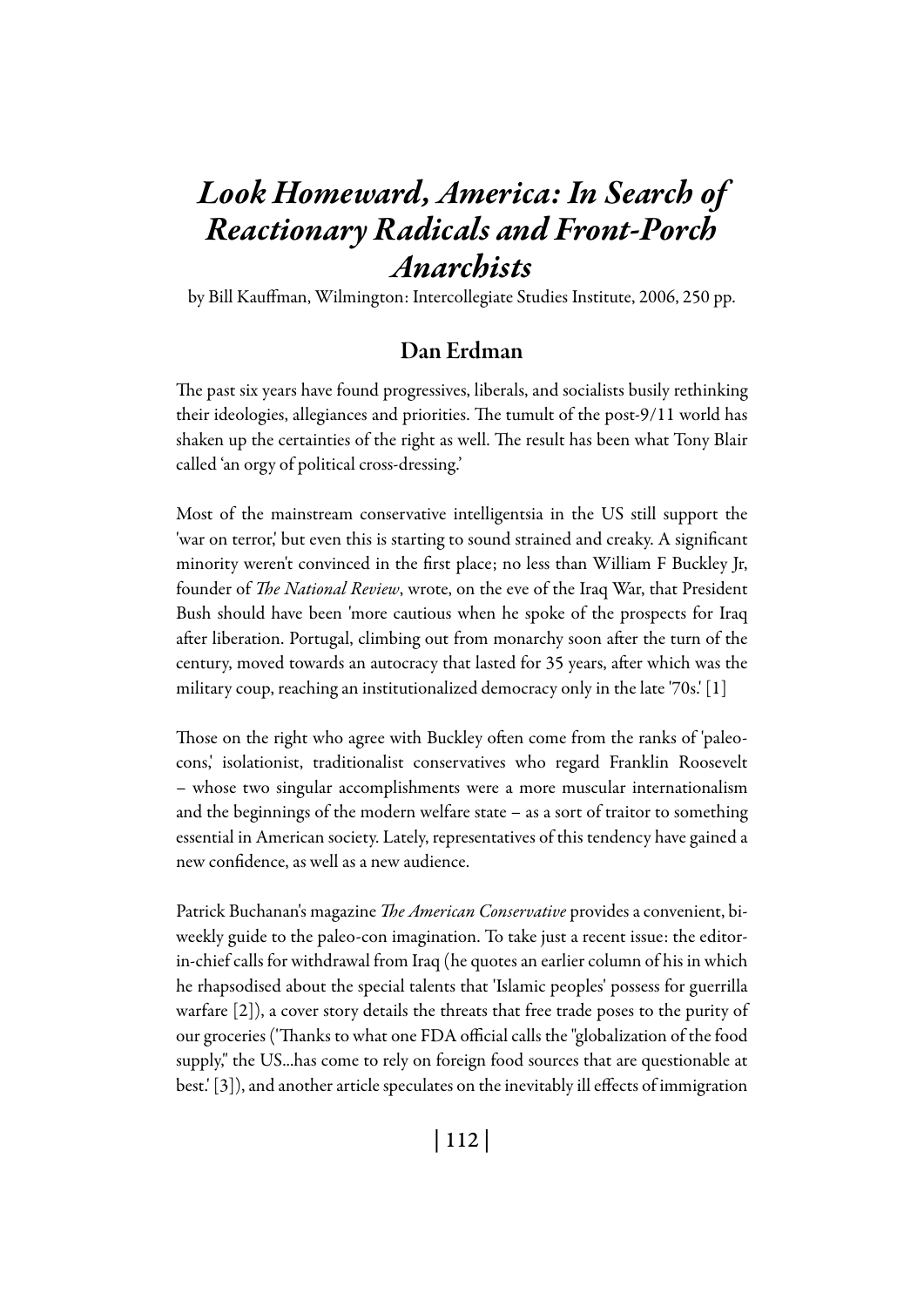# *Look Homeward, America: In Search of Reactionary Radicals and Front-Porch Anarchists*

by Bill Kauffman, Wilmington: Intercollegiate Studies Institute, 2006, 250 pp.

## Dan Erdman

The past six years have found progressives, liberals, and socialists busily rethinking their ideologies, allegiances and priorities. The tumult of the post-9/11 world has shaken up the certainties of the right as well. The result has been what Tony Blair called 'an orgy of political cross-dressing.'

Most of the mainstream conservative intelligentsia in the US still support the 'war on terror,' but even this is starting to sound strained and creaky. A significant minority weren't convinced in the first place; no less than William F Buckley Jr, founder of *The National Review*, wrote, on the eve of the Iraq War, that President Bush should have been 'more cautious when he spoke of the prospects for Iraq after liberation. Portugal, climbing out from monarchy soon after the turn of the century, moved towards an autocracy that lasted for 35 years, after which was the military coup, reaching an institutionalized democracy only in the late '70s.' [1]

Those on the right who agree with Buckley often come from the ranks of 'paleo-cons,' isolationist, traditionalist conservatives who regard Franklin Roosevelt – whose two singular accomplishments were a more muscular internationalism and the beginnings of the modern welfare state – as a sort of traitor to something essential in American society. Lately, representatives of this tendency have gained a new confidence, as well as a new audience.

Patrick Buchanan's magazine *The American Conservative* provides a convenient, bi-weekly guide to the paleo-con imagination. To take just a recent issue: the editor-in-chief calls for withdrawal from Iraq (he quotes an earlier column of his in which he rhapsodised about the special talents that 'Islamic peoples' possess for guerrilla warfare [2]), a cover story details the threats that free trade poses to the purity of our groceries ('Thanks to what one FDA official calls the "globalization of the food supply," the US...has come to rely on foreign food sources that are questionable at best.' [3]), and another article speculates on the inevitably ill effects of immigration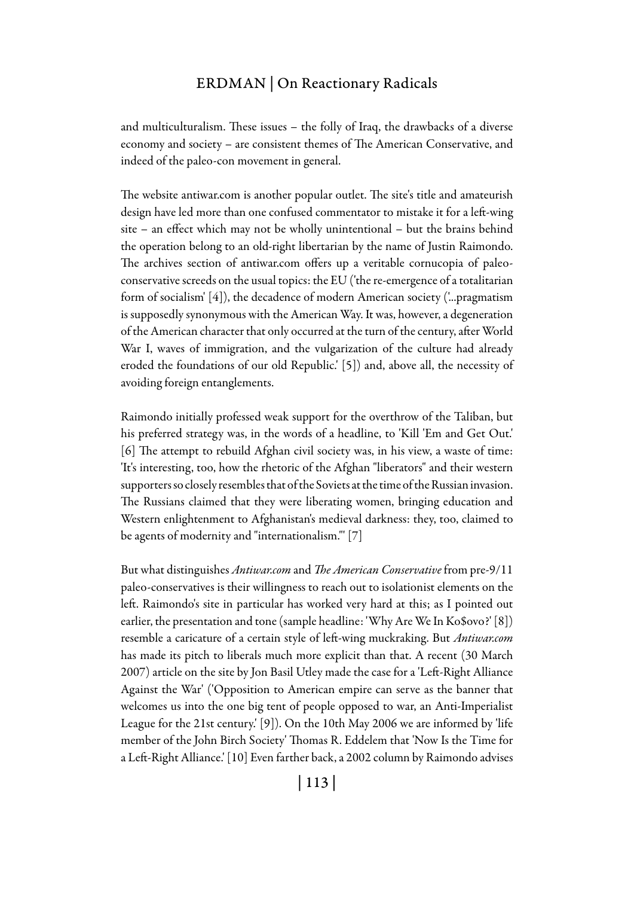and multiculturalism. These issues – the folly of Iraq, the drawbacks of a diverse economy and society – are consistent themes of The American Conservative, and indeed of the paleo-con movement in general.

The website antiwar.com is another popular outlet. The site's title and amateurish design have led more than one confused commentator to mistake it for a left-wing site – an effect which may not be wholly unintentional – but the brains behind the operation belong to an old-right libertarian by the name of Justin Raimondo. The archives section of antiwar.com offers up a veritable cornucopia of paleo-conservative screeds on the usual topics: the EU ('the re-emergence of a totalitarian form of socialism' [4]), the decadence of modern American society ('...pragmatism is supposedly synonymous with the American Way. It was, however, a degeneration of the American character that only occurred at the turn of the century, after World War I, waves of immigration, and the vulgarization of the culture had already eroded the foundations of our old Republic.' [5]) and, above all, the necessity of avoiding foreign entanglements.

Raimondo initially professed weak support for the overthrow of the Taliban, but his preferred strategy was, in the words of a headline, to 'Kill 'Em and Get Out.' [6] The attempt to rebuild Afghan civil society was, in his view, a waste of time: 'It's interesting, too, how the rhetoric of the Afghan "liberators" and their western supporters so closely resembles that of the Soviets at the time of the Russian invasion. The Russians claimed that they were liberating women, bringing education and Western enlightenment to Afghanistan's medieval darkness: they, too, claimed to be agents of modernity and "internationalism."' [7]

But what distinguishes *Antiwar.com* and *The American Conservative* from pre-9/11 paleo-conservatives is their willingness to reach out to isolationist elements on the left. Raimondo's site in particular has worked very hard at this; as I pointed out earlier, the presentation and tone (sample headline: 'Why Are We In Ko$ovo?' [8]) resemble a caricature of a certain style of left-wing muckraking. But *Antiwar.com* has made its pitch to liberals much more explicit than that. A recent (30 March 2007) article on the site by Jon Basil Utley made the case for a 'Left-Right Alliance Against the War' ('Opposition to American empire can serve as the banner that welcomes us into the one big tent of people opposed to war, an Anti-Imperialist League for the 21st century.' [9]). On the 10th May 2006 we are informed by 'life member of the John Birch Society' Thomas R. Eddelem that 'Now Is the Time for a Left-Right Alliance.' [10] Even farther back, a 2002 column by Raimondo advises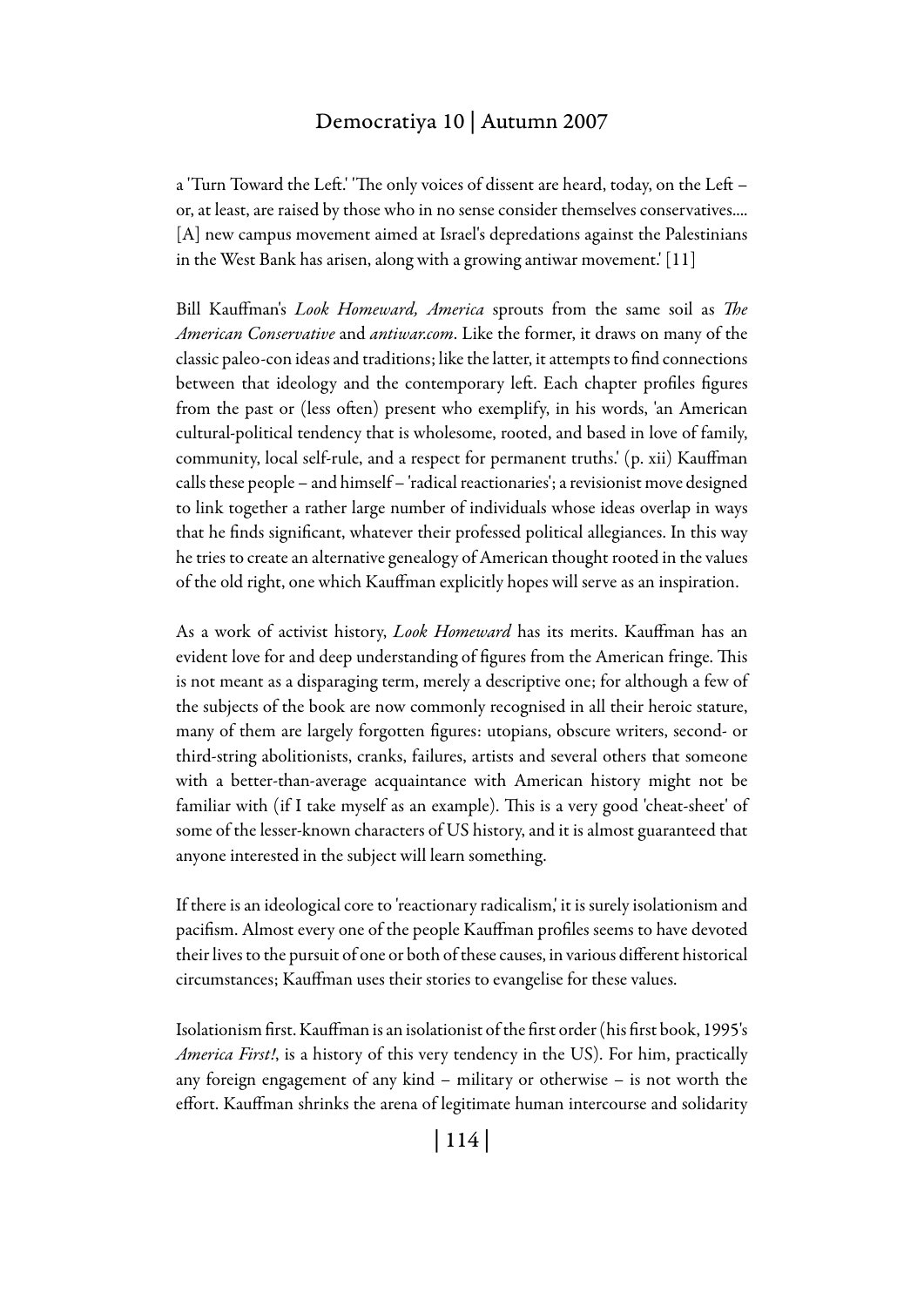a 'Turn Toward the Left.' 'The only voices of dissent are heard, today, on the Left – or, at least, are raised by those who in no sense consider themselves conservatives.... [A] new campus movement aimed at Israel's depredations against the Palestinians in the West Bank has arisen, along with a growing antiwar movement.' [11]

Bill Kauffman's *Look Homeward, America* sprouts from the same soil as *The American Conservative* and *antiwar.com*. Like the former, it draws on many of the classic paleo-con ideas and traditions; like the latter, it attempts to find connections between that ideology and the contemporary left. Each chapter profiles figures from the past or (less often) present who exemplify, in his words, 'an American cultural-political tendency that is wholesome, rooted, and based in love of family, community, local self-rule, and a respect for permanent truths.' (p. xii) Kauffman calls these people – and himself – 'radical reactionaries'; a revisionist move designed to link together a rather large number of individuals whose ideas overlap in ways that he finds significant, whatever their professed political allegiances. In this way he tries to create an alternative genealogy of American thought rooted in the values of the old right, one which Kauffman explicitly hopes will serve as an inspiration.

As a work of activist history, *Look Homeward* has its merits. Kauffman has an evident love for and deep understanding of figures from the American fringe. This is not meant as a disparaging term, merely a descriptive one; for although a few of the subjects of the book are now commonly recognised in all their heroic stature, many of them are largely forgotten figures: utopians, obscure writers, second- or third-string abolitionists, cranks, failures, artists and several others that someone with a better-than-average acquaintance with American history might not be familiar with (if I take myself as an example). This is a very good 'cheat-sheet' of some of the lesser-known characters of US history, and it is almost guaranteed that anyone interested in the subject will learn something.

If there is an ideological core to 'reactionary radicalism,' it is surely isolationism and pacifism. Almost every one of the people Kauffman profiles seems to have devoted their lives to the pursuit of one or both of these causes, in various different historical circumstances; Kauffman uses their stories to evangelise for these values.

Isolationism first. Kauffman is an isolationist of the first order (his first book, 1995's *America First!*, is a history of this very tendency in the US). For him, practically any foreign engagement of any kind – military or otherwise – is not worth the effort. Kauffman shrinks the arena of legitimate human intercourse and solidarity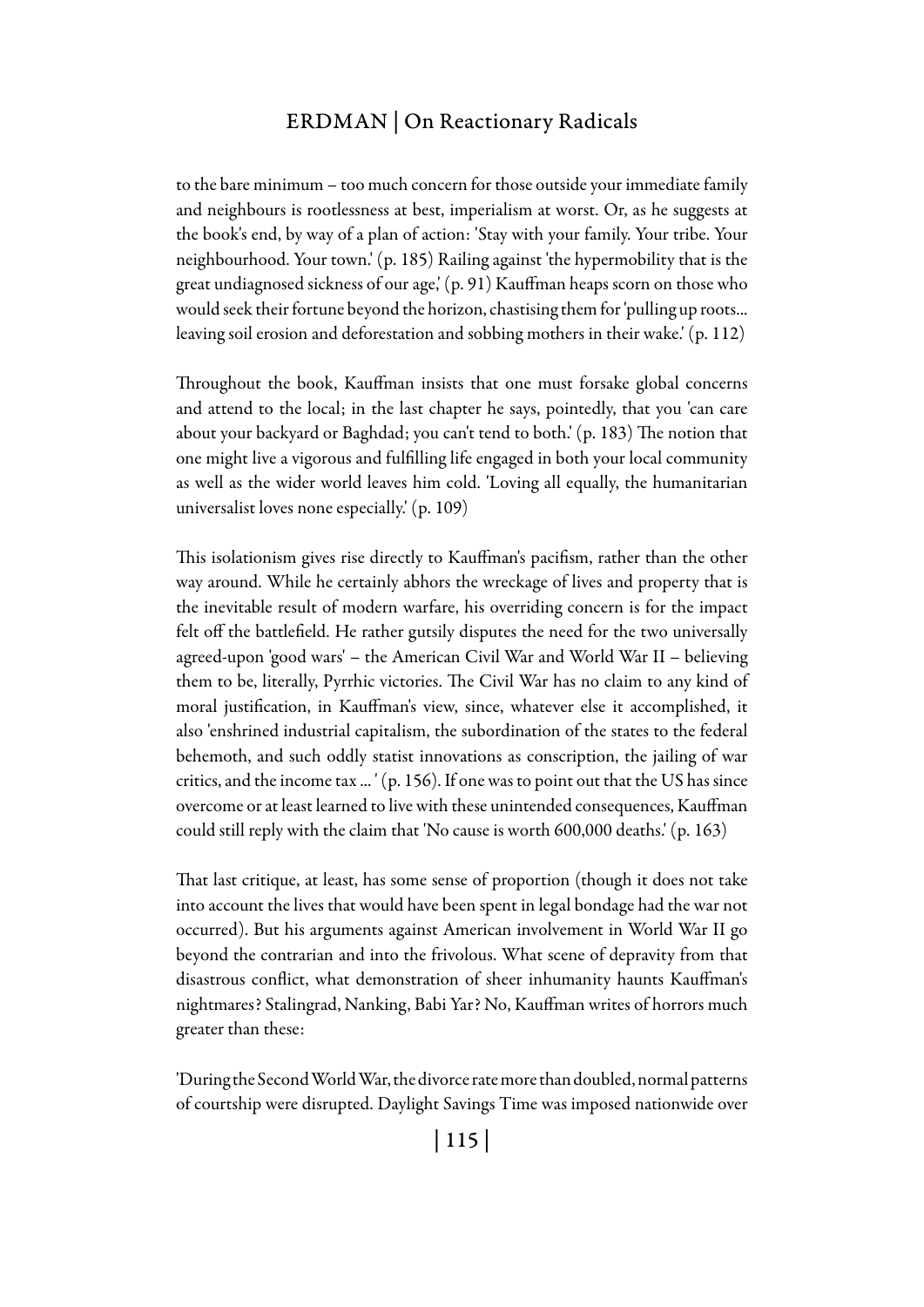to the bare minimum – too much concern for those outside your immediate family and neighbours is rootlessness at best, imperialism at worst. Or, as he suggests at the book's end, by way of a plan of action: 'Stay with your family. Your tribe. Your neighbourhood. Your town.' (p. 185) Railing against 'the hypermobility that is the great undiagnosed sickness of our age,' (p. 91) Kauffman heaps scorn on those who would seek their fortune beyond the horizon, chastising them for 'pulling up roots... leaving soil erosion and deforestation and sobbing mothers in their wake.' (p. 112)

Throughout the book, Kauffman insists that one must forsake global concerns and attend to the local; in the last chapter he says, pointedly, that you 'can care about your backyard or Baghdad; you can't tend to both.' (p. 183) The notion that one might live a vigorous and fulfilling life engaged in both your local community as well as the wider world leaves him cold. 'Loving all equally, the humanitarian universalist loves none especially.' (p. 109)

This isolationism gives rise directly to Kauffman's pacifism, rather than the other way around. While he certainly abhors the wreckage of lives and property that is the inevitable result of modern warfare, his overriding concern is for the impact felt off the battlefield. He rather gutsily disputes the need for the two universally agreed-upon 'good wars' – the American Civil War and World War II – believing them to be, literally, Pyrrhic victories. The Civil War has no claim to any kind of moral justification, in Kauffman's view, since, whatever else it accomplished, it also 'enshrined industrial capitalism, the subordination of the states to the federal behemoth, and such oddly statist innovations as conscription, the jailing of war critics, and the income tax ... ' (p. 156). If one was to point out that the US has since overcome or at least learned to live with these unintended consequences, Kauffman could still reply with the claim that 'No cause is worth 600,000 deaths.' (p. 163)

That last critique, at least, has some sense of proportion (though it does not take into account the lives that would have been spent in legal bondage had the war not occurred). But his arguments against American involvement in World War II go beyond the contrarian and into the frivolous. What scene of depravity from that disastrous conflict, what demonstration of sheer inhumanity haunts Kauffman's nightmares? Stalingrad, Nanking, Babi Yar? No, Kauffman writes of horrors much greater than these:

'During the Second World War, the divorce rate more than doubled, normal patterns of courtship were disrupted. Daylight Savings Time was imposed nationwide over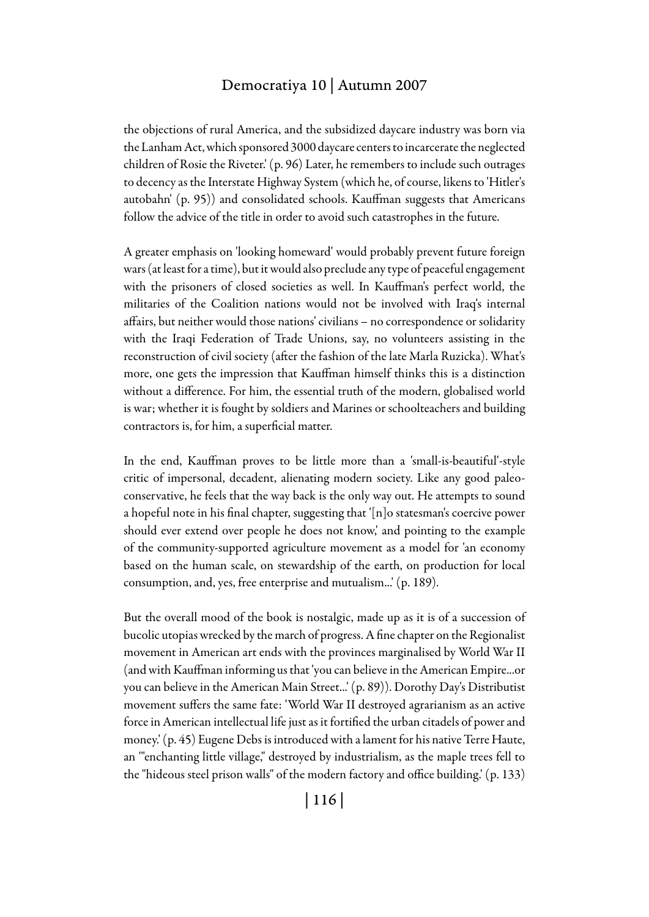the objections of rural America, and the subsidized daycare industry was born via the Lanham Act, which sponsored 3000 daycare centers to incarcerate the neglected children of Rosie the Riveter.' (p. 96) Later, he remembers to include such outrages to decency as the Interstate Highway System (which he, of course, likens to 'Hitler's autobahn' (p. 95)) and consolidated schools. Kauffman suggests that Americans follow the advice of the title in order to avoid such catastrophes in the future.

A greater emphasis on 'looking homeward' would probably prevent future foreign wars (at least for a time), but it would also preclude any type of peaceful engagement with the prisoners of closed societies as well. In Kauffman's perfect world, the militaries of the Coalition nations would not be involved with Iraq's internal affairs, but neither would those nations' civilians – no correspondence or solidarity with the Iraqi Federation of Trade Unions, say, no volunteers assisting in the reconstruction of civil society (after the fashion of the late Marla Ruzicka). What's more, one gets the impression that Kauffman himself thinks this is a distinction without a difference. For him, the essential truth of the modern, globalised world is war; whether it is fought by soldiers and Marines or schoolteachers and building contractors is, for him, a superficial matter.

In the end, Kauffman proves to be little more than a 'small-is-beautiful'-style critic of impersonal, decadent, alienating modern society. Like any good paleo-conservative, he feels that the way back is the only way out. He attempts to sound a hopeful note in his final chapter, suggesting that '[n]o statesman's coercive power should ever extend over people he does not know,' and pointing to the example of the community-supported agriculture movement as a model for 'an economy based on the human scale, on stewardship of the earth, on production for local consumption, and, yes, free enterprise and mutualism...' (p. 189).

But the overall mood of the book is nostalgic, made up as it is of a succession of bucolic utopias wrecked by the march of progress. A fine chapter on the Regionalist movement in American art ends with the provinces marginalised by World War II (and with Kauffman informing us that 'you can believe in the American Empire...or you can believe in the American Main Street...' (p. 89)). Dorothy Day's Distributist movement suffers the same fate: 'World War II destroyed agrarianism as an active force in American intellectual life just as it fortified the urban citadels of power and money.' (p. 45) Eugene Debs is introduced with a lament for his native Terre Haute, an '"enchanting little village," destroyed by industrialism, as the maple trees fell to the "hideous steel prison walls" of the modern factory and office building.' (p. 133)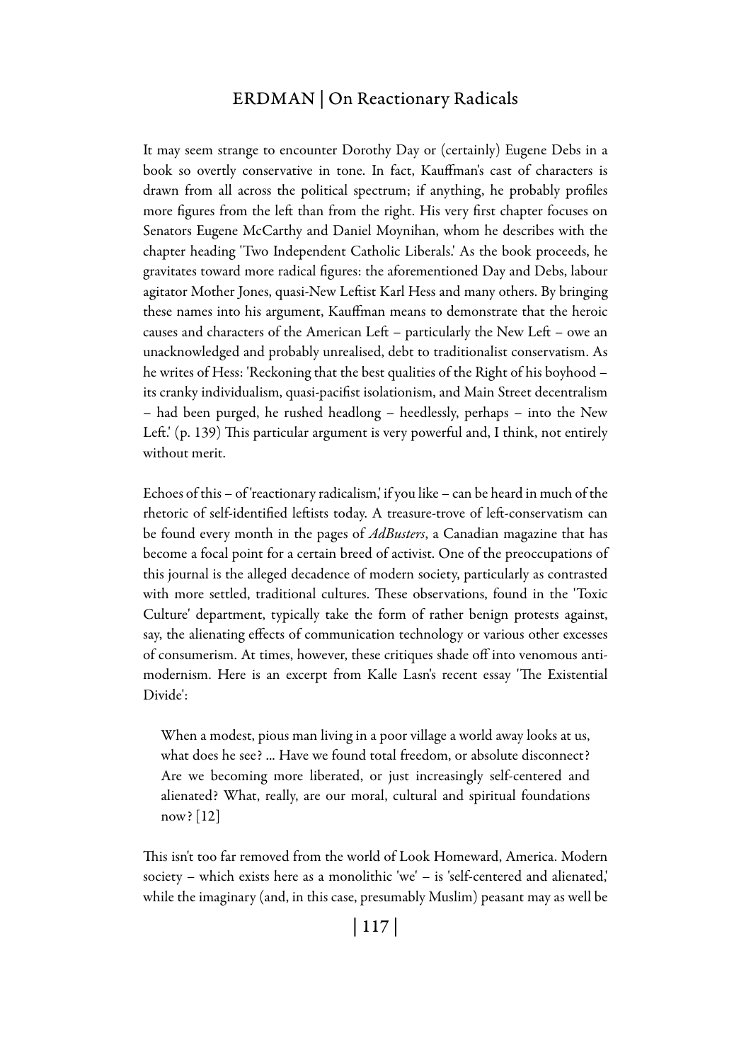It may seem strange to encounter Dorothy Day or (certainly) Eugene Debs in a book so overtly conservative in tone. In fact, Kauffman's cast of characters is drawn from all across the political spectrum; if anything, he probably profiles more figures from the left than from the right. His very first chapter focuses on Senators Eugene McCarthy and Daniel Moynihan, whom he describes with the chapter heading 'Two Independent Catholic Liberals.' As the book proceeds, he gravitates toward more radical figures: the aforementioned Day and Debs, labour agitator Mother Jones, quasi-New Leftist Karl Hess and many others. By bringing these names into his argument, Kauffman means to demonstrate that the heroic causes and characters of the American Left – particularly the New Left – owe an unacknowledged and probably unrealised, debt to traditionalist conservatism. As he writes of Hess: 'Reckoning that the best qualities of the Right of his boyhood – its cranky individualism, quasi-pacifist isolationism, and Main Street decentralism – had been purged, he rushed headlong – heedlessly, perhaps – into the New Left.' (p. 139) This particular argument is very powerful and, I think, not entirely without merit.

Echoes of this – of 'reactionary radicalism,' if you like – can be heard in much of the rhetoric of self-identified leftists today. A treasure-trove of left-conservatism can be found every month in the pages of *AdBusters*, a Canadian magazine that has become a focal point for a certain breed of activist. One of the preoccupations of this journal is the alleged decadence of modern society, particularly as contrasted with more settled, traditional cultures. These observations, found in the 'Toxic Culture' department, typically take the form of rather benign protests against, say, the alienating effects of communication technology or various other excesses of consumerism. At times, however, these critiques shade off into venomous anti-modernism. Here is an excerpt from Kalle Lasn's recent essay 'The Existential Divide':

> When a modest, pious man living in a poor village a world away looks at us, what does he see? ... Have we found total freedom, or absolute disconnect? Are we becoming more liberated, or just increasingly self-centered and alienated? What, really, are our moral, cultural and spiritual foundations now? [12]

This isn't too far removed from the world of Look Homeward, America. Modern society – which exists here as a monolithic 'we' – is 'self-centered and alienated,' while the imaginary (and, in this case, presumably Muslim) peasant may as well be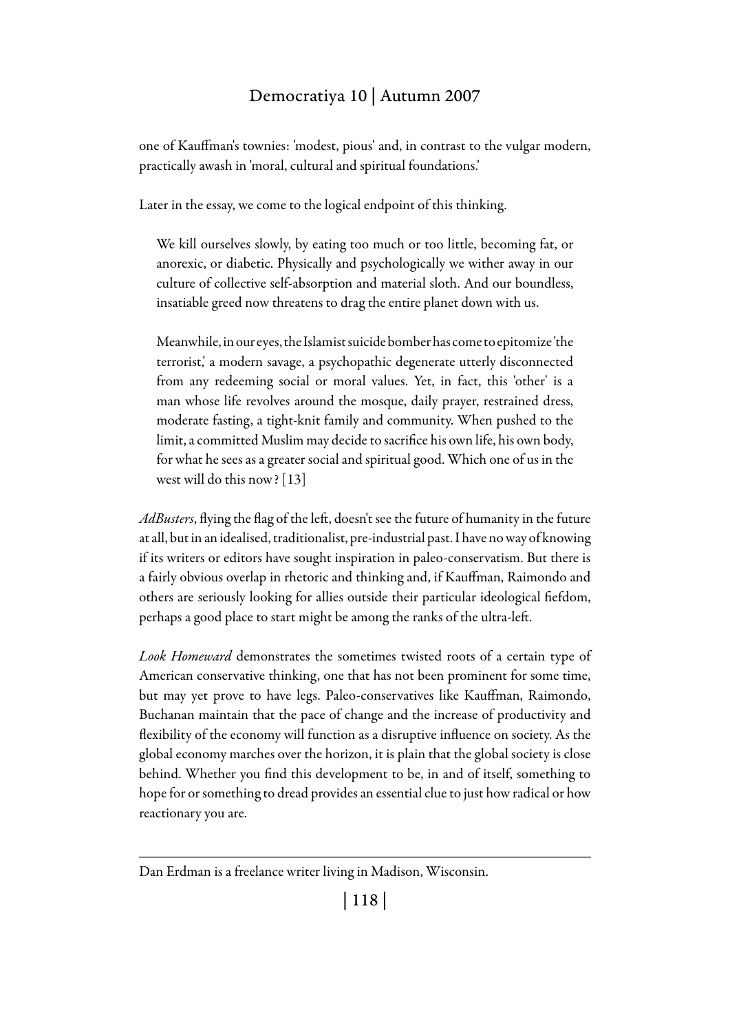one of Kauffman's townies: 'modest, pious' and, in contrast to the vulgar modern, practically awash in 'moral, cultural and spiritual foundations.'

Later in the essay, we come to the logical endpoint of this thinking.

> We kill ourselves slowly, by eating too much or too little, becoming fat, or anorexic, or diabetic. Physically and psychologically we wither away in our culture of collective self-absorption and material sloth. And our boundless, insatiable greed now threatens to drag the entire planet down with us.
>
> Meanwhile, in our eyes, the Islamist suicide bomber has come to epitomize 'the terrorist,' a modern savage, a psychopathic degenerate utterly disconnected from any redeeming social or moral values. Yet, in fact, this 'other' is a man whose life revolves around the mosque, daily prayer, restrained dress, moderate fasting, a tight-knit family and community. When pushed to the limit, a committed Muslim may decide to sacrifice his own life, his own body, for what he sees as a greater social and spiritual good. Which one of us in the west will do this now? [13]

*AdBusters*, flying the flag of the left, doesn't see the future of humanity in the future at all, but in an idealised, traditionalist, pre-industrial past. I have no way of knowing if its writers or editors have sought inspiration in paleo-conservatism. But there is a fairly obvious overlap in rhetoric and thinking and, if Kauffman, Raimondo and others are seriously looking for allies outside their particular ideological fiefdom, perhaps a good place to start might be among the ranks of the ultra-left.

*Look Homeward* demonstrates the sometimes twisted roots of a certain type of American conservative thinking, one that has not been prominent for some time, but may yet prove to have legs. Paleo-conservatives like Kauffman, Raimondo, Buchanan maintain that the pace of change and the increase of productivity and flexibility of the economy will function as a disruptive influence on society. As the global economy marches over the horizon, it is plain that the global society is close behind. Whether you find this development to be, in and of itself, something to hope for or something to dread provides an essential clue to just how radical or how reactionary you are.

---

Dan Erdman is a freelance writer living in Madison, Wisconsin.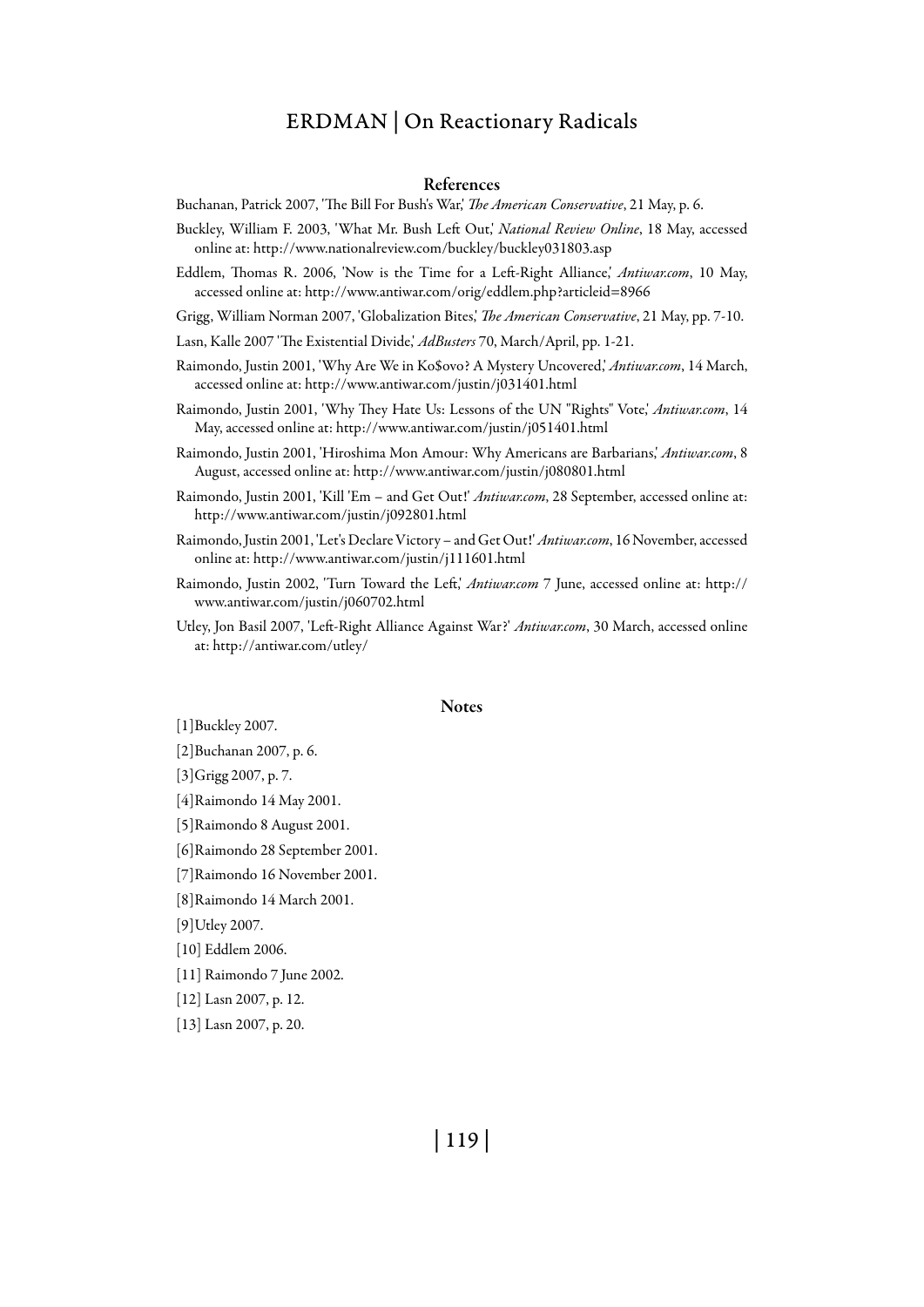## References

Buchanan, Patrick 2007, 'The Bill For Bush's War,' *The American Conservative*, 21 May, p. 6.

Buckley, William F. 2003, 'What Mr. Bush Left Out,' *National Review Online*, 18 May, accessed online at: http://www.nationalreview.com/buckley/buckley031803.asp

Eddlem, Thomas R. 2006, 'Now is the Time for a Left-Right Alliance,' *Antiwar.com*, 10 May, accessed online at: http://www.antiwar.com/orig/eddlem.php?articleid=8966

Grigg, William Norman 2007, 'Globalization Bites,' *The American Conservative*, 21 May, pp. 7-10.

Lasn, Kalle 2007 'The Existential Divide,' *AdBusters* 70, March/April, pp. 1-21.

Raimondo, Justin 2001, 'Why Are We in Ko$ovo? A Mystery Uncovered,' *Antiwar.com*, 14 March, accessed online at: http://www.antiwar.com/justin/j031401.html

Raimondo, Justin 2001, 'Why They Hate Us: Lessons of the UN "Rights" Vote,' *Antiwar.com*, 14 May, accessed online at: http://www.antiwar.com/justin/j051401.html

Raimondo, Justin 2001, 'Hiroshima Mon Amour: Why Americans are Barbarians,' *Antiwar.com*, 8 August, accessed online at: http://www.antiwar.com/justin/j080801.html

Raimondo, Justin 2001, 'Kill 'Em – and Get Out!' *Antiwar.com*, 28 September, accessed online at: http://www.antiwar.com/justin/j092801.html

Raimondo, Justin 2001, 'Let's Declare Victory – and Get Out!' *Antiwar.com*, 16 November, accessed online at: http://www.antiwar.com/justin/j111601.html

Raimondo, Justin 2002, 'Turn Toward the Left,' *Antiwar.com* 7 June, accessed online at: http://www.antiwar.com/justin/j060702.html

Utley, Jon Basil 2007, 'Left-Right Alliance Against War?' *Antiwar.com*, 30 March, accessed online at: http://antiwar.com/utley/

## Notes

[1]Buckley 2007.

[2]Buchanan 2007, p. 6.

[3]Grigg 2007, p. 7.

[4]Raimondo 14 May 2001.

[5]Raimondo 8 August 2001.

[6]Raimondo 28 September 2001.

[7]Raimondo 16 November 2001.

[8]Raimondo 14 March 2001.

[9]Utley 2007.

[10] Eddlem 2006.

[11] Raimondo 7 June 2002.

[12] Lasn 2007, p. 12.

[13] Lasn 2007, p. 20.